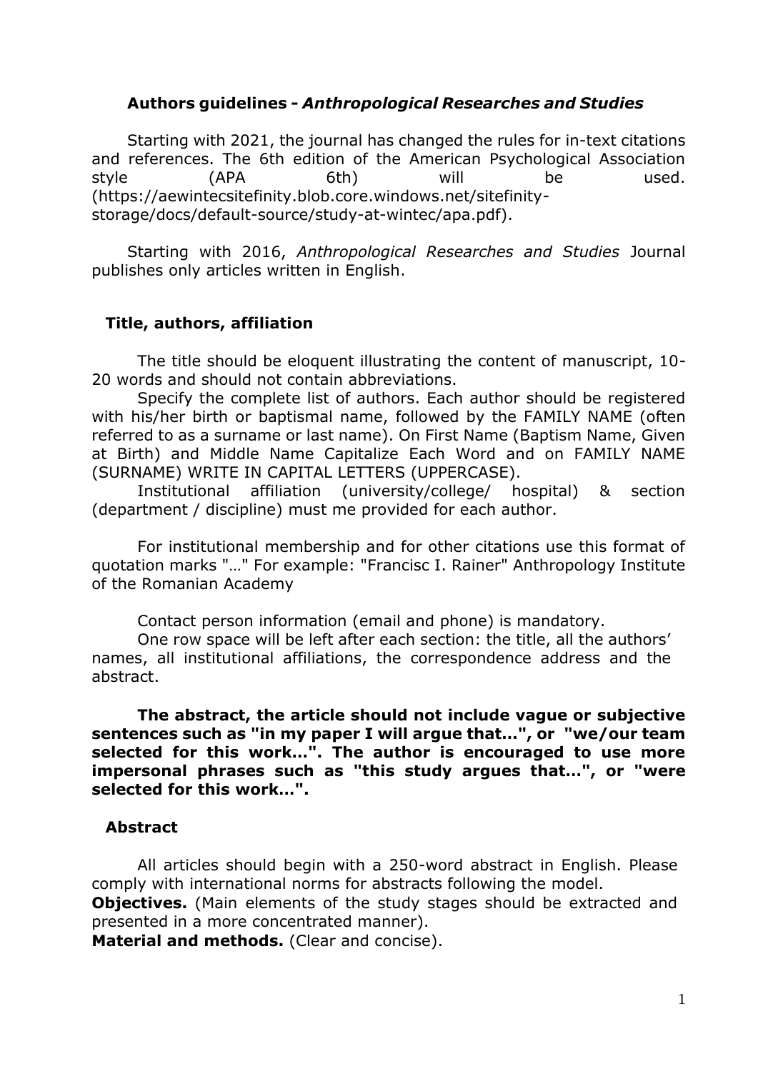### Authors guidelines - *Anthropological Researches and Studies*

Starting with 2021, the journal has changed the rules for in-text citations and references. The 6th edition of the American Psychological Association style (APA 6th) will be used. (https://aewintecsitefinity.blob.core.windows.net/sitefinity-storage/docs/default-source/study-at-wintec/apa.pdf).

Starting with 2016, *Anthropological Researches and Studies* Journal publishes only articles written in English.

#### Title, authors, affiliation

The title should be eloquent illustrating the content of manuscript, 10-20 words and should not contain abbreviations.

Specify the complete list of authors. Each author should be registered with his/her birth or baptismal name, followed by the FAMILY NAME (often referred to as a surname or last name). On First Name (Baptism Name, Given at Birth) and Middle Name Capitalize Each Word and on FAMILY NAME (SURNAME) WRITE IN CAPITAL LETTERS (UPPERCASE).

Institutional affiliation (university/college/ hospital) & section (department / discipline) must me provided for each author.

For institutional membership and for other citations use this format of quotation marks "…" For example: "Francisc I. Rainer" Anthropology Institute of the Romanian Academy

Contact person information (email and phone) is mandatory.

One row space will be left after each section: the title, all the authors' names, all institutional affiliations, the correspondence address and the abstract.

**The abstract, the article should not include vague or subjective sentences such as "in my paper I will argue that...", or "we/our team selected for this work...". The author is encouraged to use more impersonal phrases such as "this study argues that...", or "were selected for this work...".**

#### Abstract

All articles should begin with a 250-word abstract in English. Please comply with international norms for abstracts following the model.

**Objectives.** (Main elements of the study stages should be extracted and presented in a more concentrated manner).

**Material and methods.** (Clear and concise).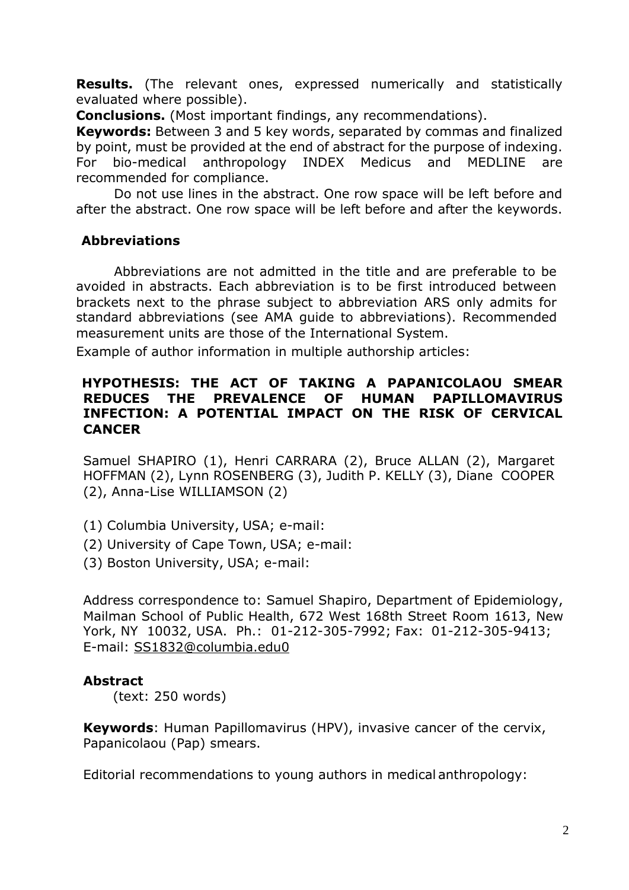**Results.** (The relevant ones, expressed numerically and statistically evaluated where possible).

**Conclusions.** (Most important findings, any recommendations).

**Keywords:** Between 3 and 5 key words, separated by commas and finalized by point, must be provided at the end of abstract for the purpose of indexing. For bio-medical anthropology INDEX Medicus and MEDLINE are recommended for compliance.

Do not use lines in the abstract. One row space will be left before and after the abstract. One row space will be left before and after the keywords.

### Abbreviations

Abbreviations are not admitted in the title and are preferable to be avoided in abstracts. Each abbreviation is to be first introduced between brackets next to the phrase subject to abbreviation ARS only admits for standard abbreviations (see AMA guide to abbreviations). Recommended measurement units are those of the International System.

Example of author information in multiple authorship articles:

**HYPOTHESIS: THE ACT OF TAKING A PAPANICOLAOU SMEAR REDUCES THE PREVALENCE OF HUMAN PAPILLOMAVIRUS INFECTION: A POTENTIAL IMPACT ON THE RISK OF CERVICAL CANCER**

Samuel SHAPIRO (1), Henri CARRARA (2), Bruce ALLAN (2), Margaret HOFFMAN (2), Lynn ROSENBERG (3), Judith P. KELLY (3), Diane COOPER (2), Anna-Lise WILLIAMSON (2)

(1) Columbia University, USA; e-mail:
(2) University of Cape Town, USA; e-mail:
(3) Boston University, USA; e-mail:

Address correspondence to: Samuel Shapiro, Department of Epidemiology, Mailman School of Public Health, 672 West 168th Street Room 1613, New York, NY 10032, USA. Ph.: 01-212-305-7992; Fax: 01-212-305-9413; E-mail: SS1832@columbia.edu0

**Abstract**

(text: 250 words)

**Keywords**: Human Papillomavirus (HPV), invasive cancer of the cervix, Papanicolaou (Pap) smears.

Editorial recommendations to young authors in medical anthropology: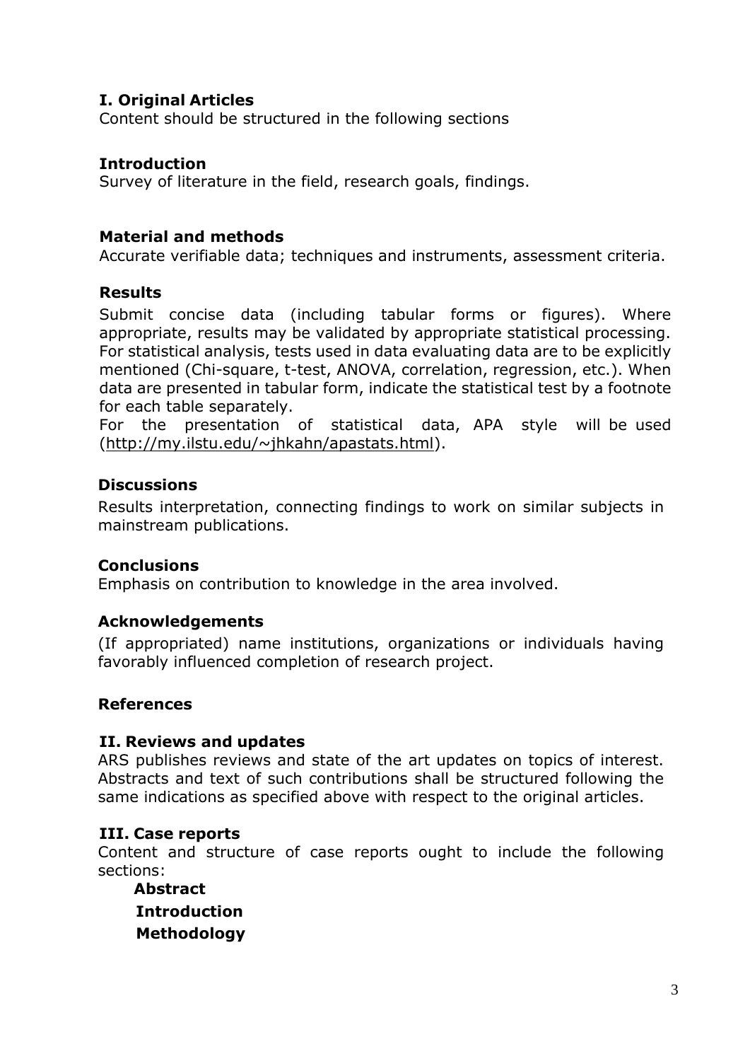## I. Original Articles

Content should be structured in the following sections

### Introduction

Survey of literature in the field, research goals, findings.

### Material and methods

Accurate verifiable data; techniques and instruments, assessment criteria.

### Results

Submit concise data (including tabular forms or figures). Where appropriate, results may be validated by appropriate statistical processing. For statistical analysis, tests used in data evaluating data are to be explicitly mentioned (Chi-square, t-test, ANOVA, correlation, regression, etc.). When data are presented in tabular form, indicate the statistical test by a footnote for each table separately.

For the presentation of statistical data, APA style will be used (http://my.ilstu.edu/~jhkahn/apastats.html).

### Discussions

Results interpretation, connecting findings to work on similar subjects in mainstream publications.

### Conclusions

Emphasis on contribution to knowledge in the area involved.

### Acknowledgements

(If appropriated) name institutions, organizations or individuals having favorably influenced completion of research project.

### References

## II. Reviews and updates

ARS publishes reviews and state of the art updates on topics of interest. Abstracts and text of such contributions shall be structured following the same indications as specified above with respect to the original articles.

## III. Case reports

Content and structure of case reports ought to include the following sections:

**Abstract**

**Introduction**

**Methodology**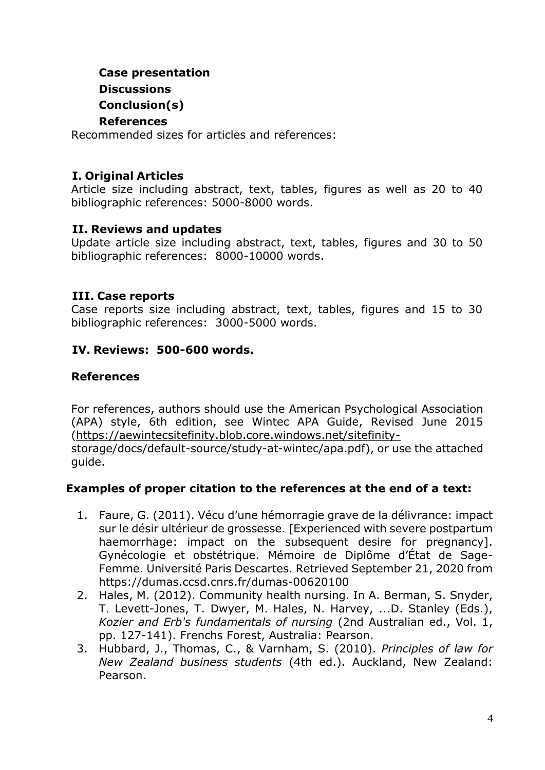**Case presentation**

**Discussions**

**Conclusion(s)**

**References**

Recommended sizes for articles and references:

## I. Original Articles

Article size including abstract, text, tables, figures as well as 20 to 40 bibliographic references: 5000-8000 words.

## II. Reviews and updates

Update article size including abstract, text, tables, figures and 30 to 50 bibliographic references: 8000-10000 words.

## III. Case reports

Case reports size including abstract, text, tables, figures and 15 to 30 bibliographic references: 3000-5000 words.

## IV. Reviews: 500-600 words.

## References

For references, authors should use the American Psychological Association (APA) style, 6th edition, see Wintec APA Guide, Revised June 2015 (https://aewintecsitefinity.blob.core.windows.net/sitefinity-storage/docs/default-source/study-at-wintec/apa.pdf), or use the attached guide.

**Examples of proper citation to the references at the end of a text:**

1. Faure, G. (2011). Vécu d'une hémorragie grave de la délivrance: impact sur le désir ultérieur de grossesse. [Experienced with severe postpartum haemorrhage: impact on the subsequent desire for pregnancy]. Gynécologie et obstétrique. Mémoire de Diplôme d'État de Sage-Femme. Université Paris Descartes. Retrieved September 21, 2020 from https://dumas.ccsd.cnrs.fr/dumas-00620100
2. Hales, M. (2012). Community health nursing. In A. Berman, S. Snyder, T. Levett-Jones, T. Dwyer, M. Hales, N. Harvey, ...D. Stanley (Eds.), *Kozier and Erb's fundamentals of nursing* (2nd Australian ed., Vol. 1, pp. 127-141). Frenchs Forest, Australia: Pearson.
3. Hubbard, J., Thomas, C., & Varnham, S. (2010). *Principles of law for New Zealand business students* (4th ed.). Auckland, New Zealand: Pearson.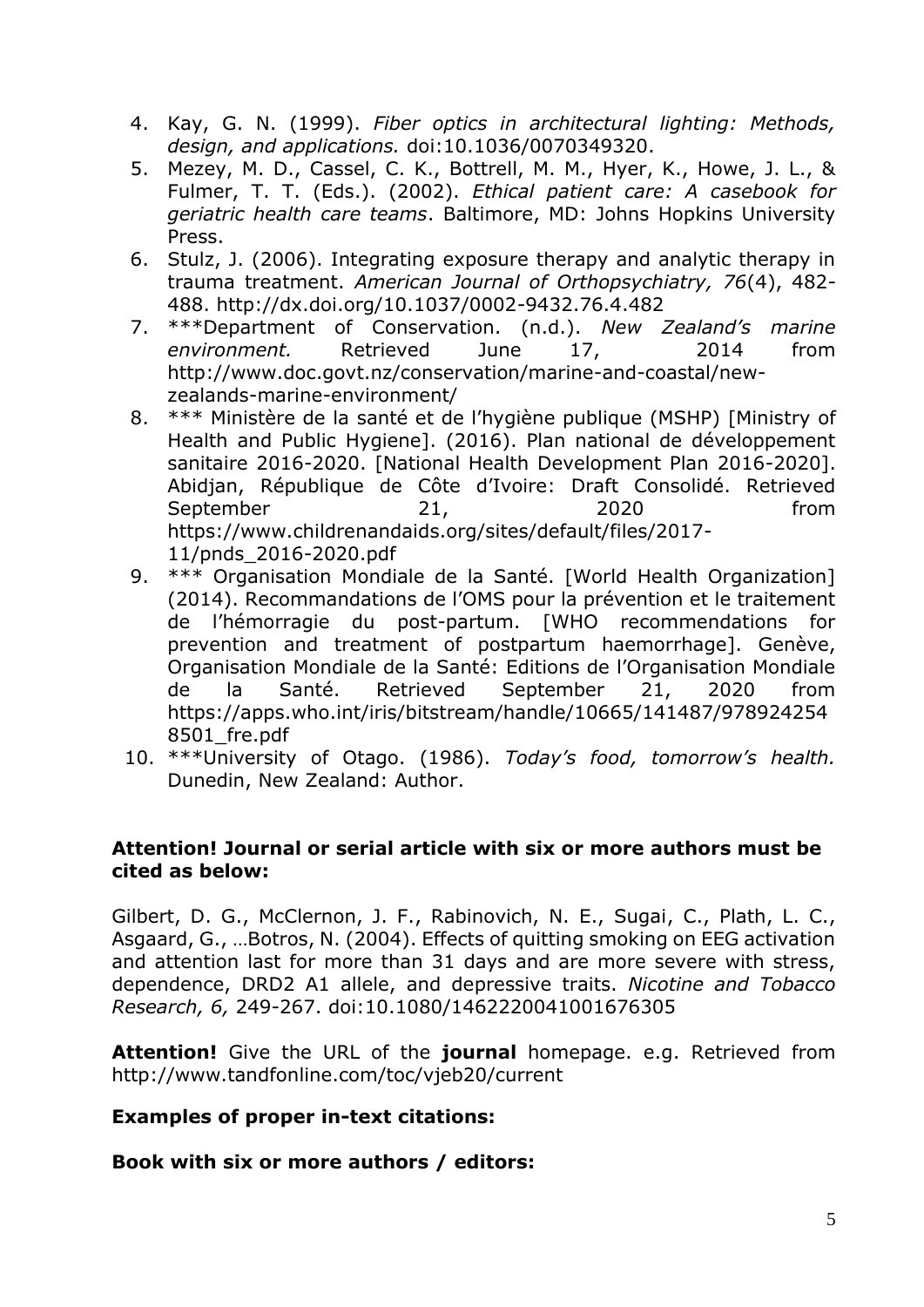4. Kay, G. N. (1999). *Fiber optics in architectural lighting: Methods, design, and applications.* doi:10.1036/0070349320.
5. Mezey, M. D., Cassel, C. K., Bottrell, M. M., Hyer, K., Howe, J. L., & Fulmer, T. T. (Eds.). (2002). *Ethical patient care: A casebook for geriatric health care teams*. Baltimore, MD: Johns Hopkins University Press.
6. Stulz, J. (2006). Integrating exposure therapy and analytic therapy in trauma treatment. *American Journal of Orthopsychiatry, 76*(4), 482-488. http://dx.doi.org/10.1037/0002-9432.76.4.482
7. ***Department of Conservation. (n.d.). *New Zealand's marine environment.* Retrieved June 17, 2014 from http://www.doc.govt.nz/conservation/marine-and-coastal/new-zealands-marine-environment/
8. *** Ministère de la santé et de l'hygiène publique (MSHP) [Ministry of Health and Public Hygiene]. (2016). Plan national de développement sanitaire 2016-2020. [National Health Development Plan 2016-2020]. Abidjan, République de Côte d'Ivoire: Draft Consolidé. Retrieved September 21, 2020 from https://www.childrenandaids.org/sites/default/files/2017-11/pnds_2016-2020.pdf
9. *** Organisation Mondiale de la Santé. [World Health Organization] (2014). Recommandations de l'OMS pour la prévention et le traitement de l'hémorragie du post-partum. [WHO recommendations for prevention and treatment of postpartum haemorrhage]. Genève, Organisation Mondiale de la Santé: Editions de l'Organisation Mondiale de la Santé. Retrieved September 21, 2020 from https://apps.who.int/iris/bitstream/handle/10665/141487/9789242548501_fre.pdf
10. ***University of Otago. (1986). *Today's food, tomorrow's health.* Dunedin, New Zealand: Author.

**Attention! Journal or serial article with six or more authors must be cited as below:**

Gilbert, D. G., McClernon, J. F., Rabinovich, N. E., Sugai, C., Plath, L. C., Asgaard, G., …Botros, N. (2004). Effects of quitting smoking on EEG activation and attention last for more than 31 days and are more severe with stress, dependence, DRD2 A1 allele, and depressive traits. *Nicotine and Tobacco Research, 6,* 249-267. doi:10.1080/1462220041001676305

**Attention!** Give the URL of the **journal** homepage. e.g. Retrieved from http://www.tandfonline.com/toc/vjeb20/current

**Examples of proper in-text citations:**

**Book with six or more authors / editors:**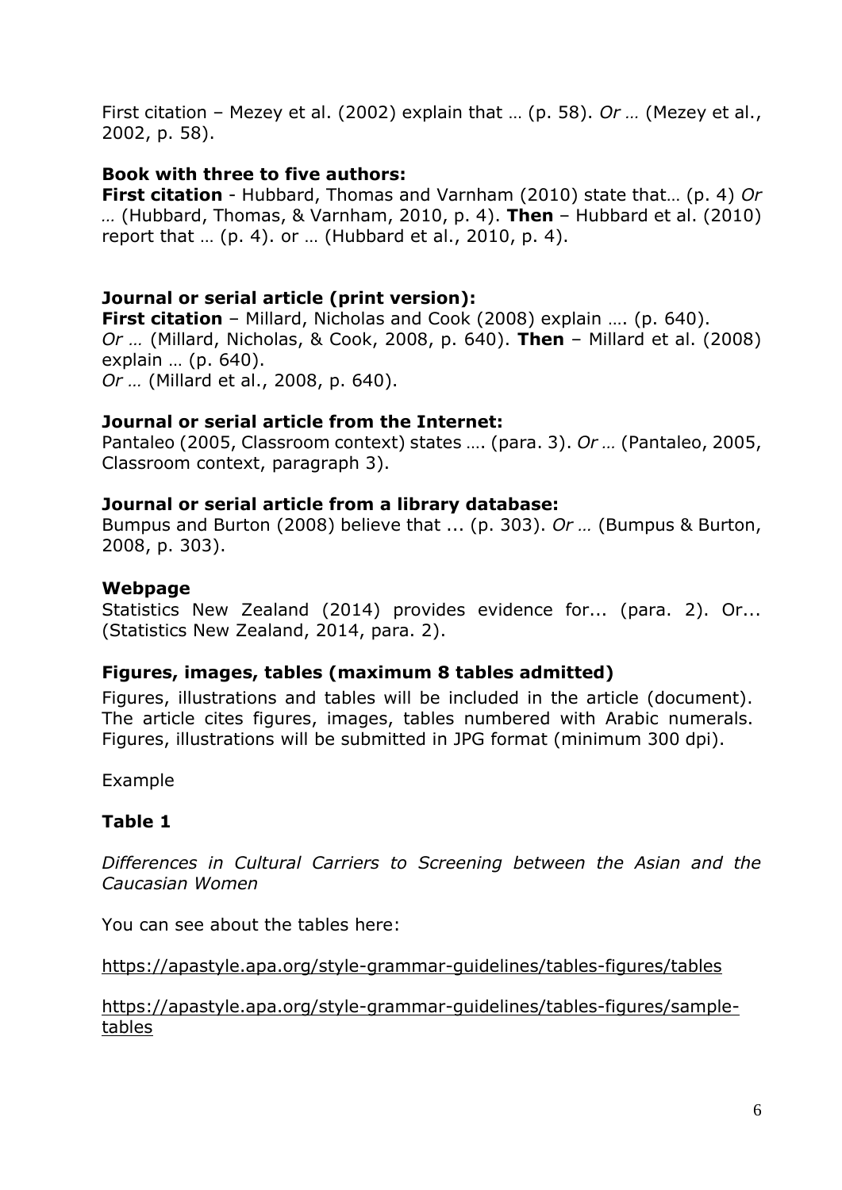First citation – Mezey et al. (2002) explain that … (p. 58). *Or …* (Mezey et al., 2002, p. 58).

**Book with three to five authors:**
**First citation** - Hubbard, Thomas and Varnham (2010) state that… (p. 4) *Or …* (Hubbard, Thomas, & Varnham, 2010, p. 4). **Then** – Hubbard et al. (2010) report that … (p. 4). or … (Hubbard et al., 2010, p. 4).

**Journal or serial article (print version):**
**First citation** – Millard, Nicholas and Cook (2008) explain …. (p. 640). *Or …* (Millard, Nicholas, & Cook, 2008, p. 640). **Then** – Millard et al. (2008) explain … (p. 640).
*Or …* (Millard et al., 2008, p. 640).

**Journal or serial article from the Internet:**
Pantaleo (2005, Classroom context) states …. (para. 3). *Or …* (Pantaleo, 2005, Classroom context, paragraph 3).

**Journal or serial article from a library database:**
Bumpus and Burton (2008) believe that ... (p. 303). *Or …* (Bumpus & Burton, 2008, p. 303).

**Webpage**
Statistics New Zealand (2014) provides evidence for... (para. 2). Or... (Statistics New Zealand, 2014, para. 2).

**Figures, images, tables (maximum 8 tables admitted)**

Figures, illustrations and tables will be included in the article (document). The article cites figures, images, tables numbered with Arabic numerals. Figures, illustrations will be submitted in JPG format (minimum 300 dpi).

Example

**Table 1**

*Differences in Cultural Carriers to Screening between the Asian and the Caucasian Women*

You can see about the tables here:

https://apastyle.apa.org/style-grammar-guidelines/tables-figures/tables

https://apastyle.apa.org/style-grammar-guidelines/tables-figures/sample-tables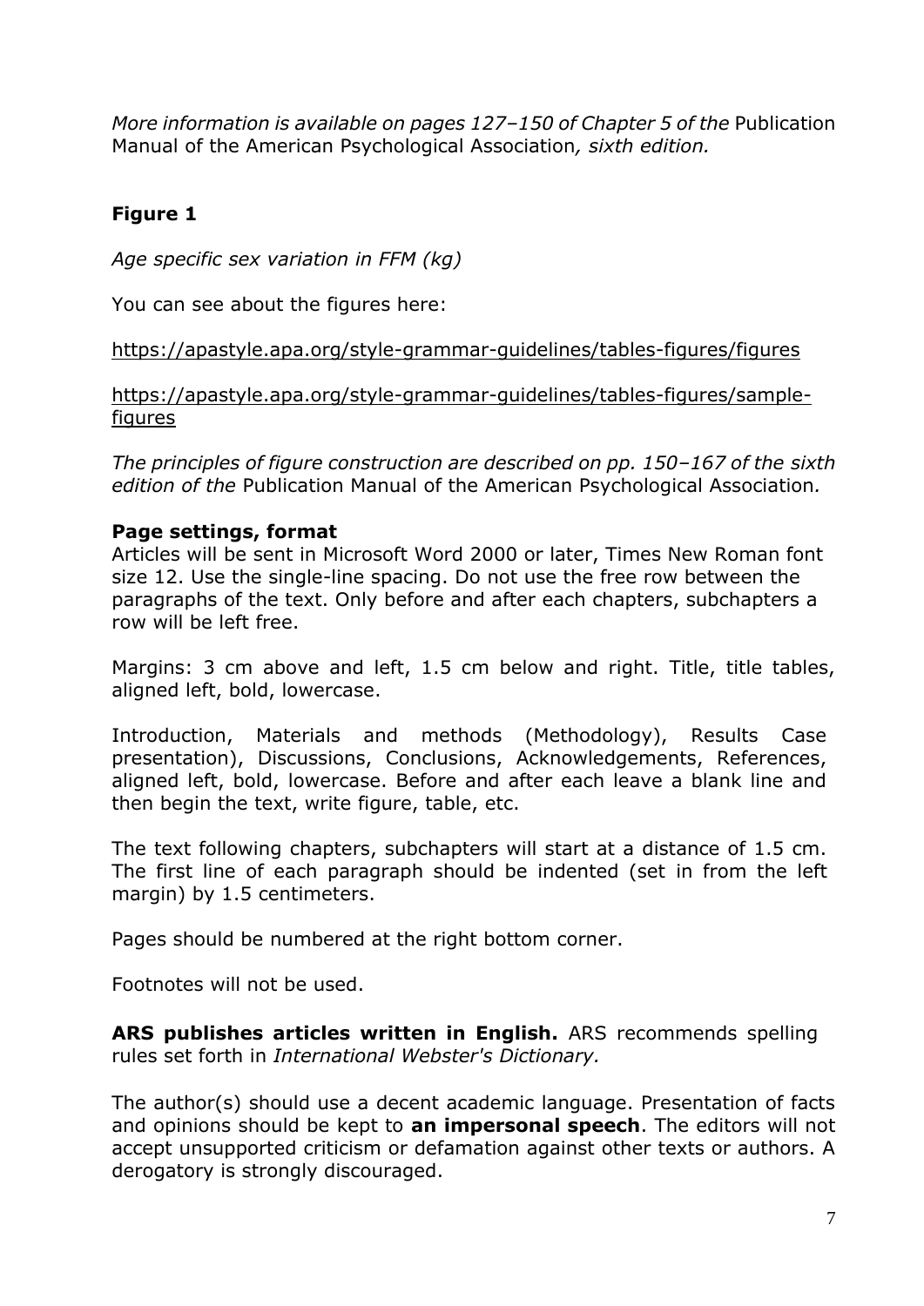*More information is available on pages 127–150 of Chapter 5 of the* Publication Manual of the American Psychological Association*, sixth edition.*

**Figure 1**

*Age specific sex variation in FFM (kg)*

You can see about the figures here:

https://apastyle.apa.org/style-grammar-guidelines/tables-figures/figures

https://apastyle.apa.org/style-grammar-guidelines/tables-figures/sample-figures

*The principles of figure construction are described on pp. 150–167 of the sixth edition of the* Publication Manual of the American Psychological Association*.*

**Page settings, format**

Articles will be sent in Microsoft Word 2000 or later, Times New Roman font size 12. Use the single-line spacing. Do not use the free row between the paragraphs of the text. Only before and after each chapters, subchapters a row will be left free.

Margins: 3 cm above and left, 1.5 cm below and right. Title, title tables, aligned left, bold, lowercase.

Introduction, Materials and methods (Methodology), Results Case presentation), Discussions, Conclusions, Acknowledgements, References, aligned left, bold, lowercase. Before and after each leave a blank line and then begin the text, write figure, table, etc.

The text following chapters, subchapters will start at a distance of 1.5 cm. The first line of each paragraph should be indented (set in from the left margin) by 1.5 centimeters.

Pages should be numbered at the right bottom corner.

Footnotes will not be used.

**ARS publishes articles written in English.** ARS recommends spelling rules set forth in *International Webster's Dictionary.*

The author(s) should use a decent academic language. Presentation of facts and opinions should be kept to **an impersonal speech**. The editors will not accept unsupported criticism or defamation against other texts or authors. A derogatory is strongly discouraged.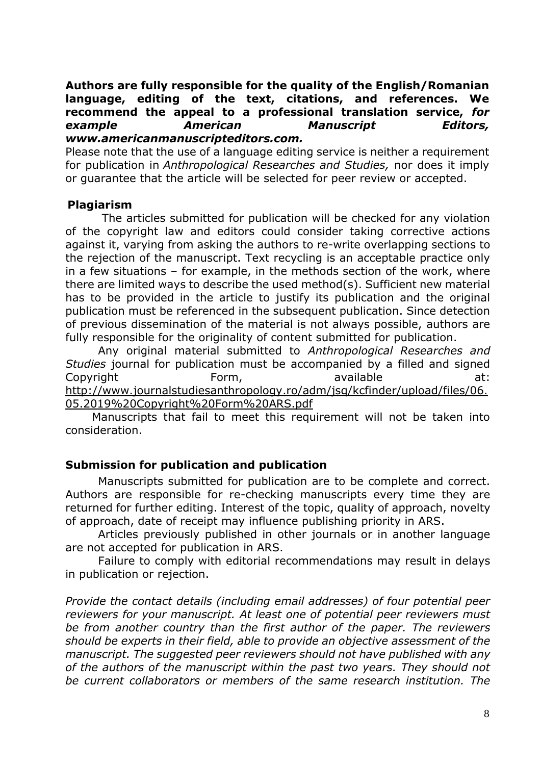**Authors are fully responsible for the quality of the English/Romanian language, editing of the text, citations, and references. We recommend the appeal to a professional translation service, *for example American Manuscript Editors, www.americanmanuscripteditors.com.***

Please note that the use of a language editing service is neither a requirement for publication in *Anthropological Researches and Studies,* nor does it imply or guarantee that the article will be selected for peer review or accepted.

**Plagiarism**

The articles submitted for publication will be checked for any violation of the copyright law and editors could consider taking corrective actions against it, varying from asking the authors to re-write overlapping sections to the rejection of the manuscript. Text recycling is an acceptable practice only in a few situations – for example, in the methods section of the work, where there are limited ways to describe the used method(s). Sufficient new material has to be provided in the article to justify its publication and the original publication must be referenced in the subsequent publication. Since detection of previous dissemination of the material is not always possible, authors are fully responsible for the originality of content submitted for publication.

Any original material submitted to *Anthropological Researches and Studies* journal for publication must be accompanied by a filled and signed Copyright Form, available at: http://www.journalstudiesanthropology.ro/adm/jsq/kcfinder/upload/files/06.05.2019%20Copyright%20Form%20ARS.pdf

Manuscripts that fail to meet this requirement will not be taken into consideration.

**Submission for publication and publication**

Manuscripts submitted for publication are to be complete and correct. Authors are responsible for re-checking manuscripts every time they are returned for further editing. Interest of the topic, quality of approach, novelty of approach, date of receipt may influence publishing priority in ARS.

Articles previously published in other journals or in another language are not accepted for publication in ARS.

Failure to comply with editorial recommendations may result in delays in publication or rejection.

*Provide the contact details (including email addresses) of four potential peer reviewers for your manuscript. At least one of potential peer reviewers must be from another country than the first author of the paper. The reviewers should be experts in their field, able to provide an objective assessment of the manuscript. The suggested peer reviewers should not have published with any of the authors of the manuscript within the past two years. They should not be current collaborators or members of the same research institution. The*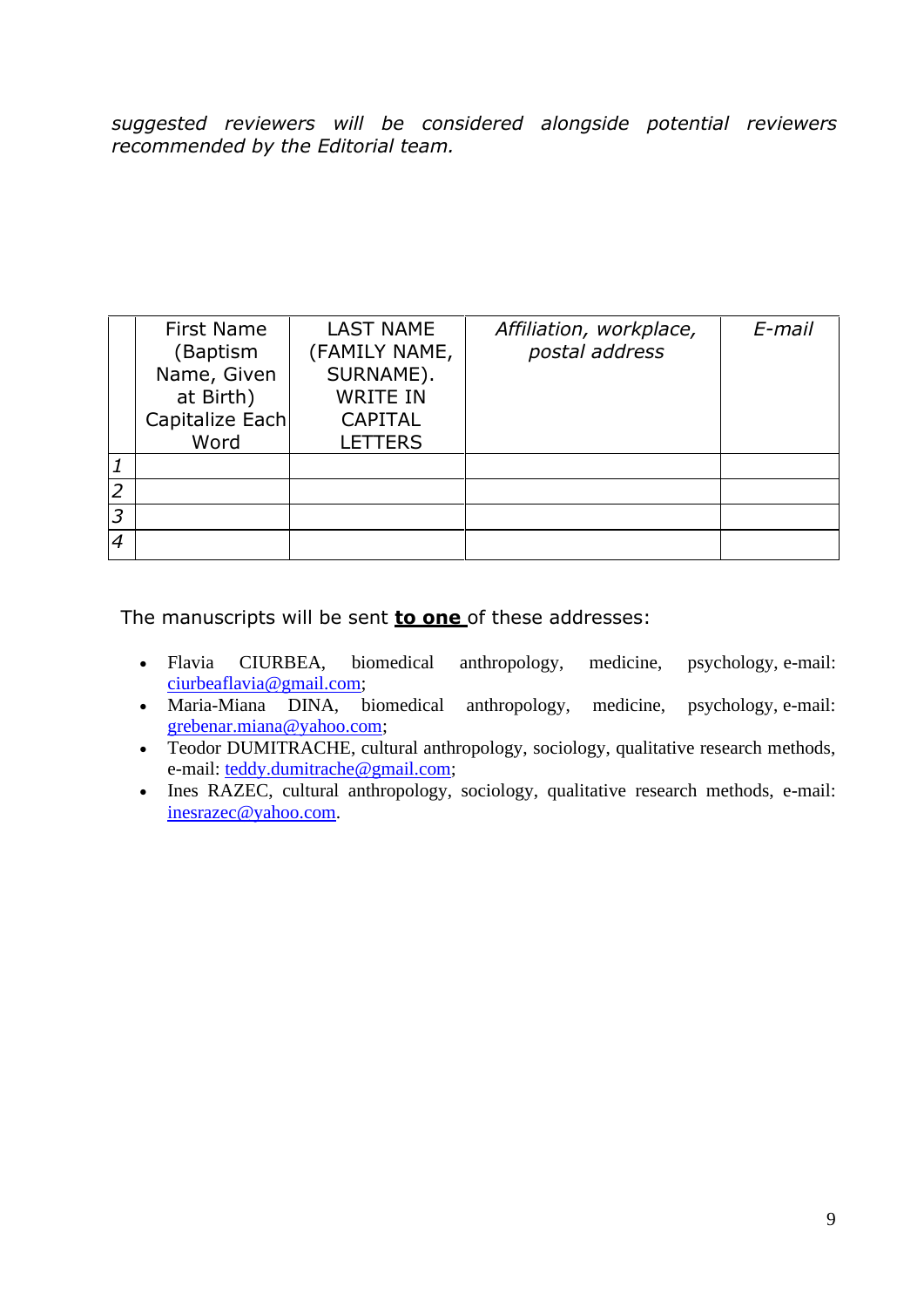*suggested reviewers will be considered alongside potential reviewers recommended by the Editorial team.*

| | First Name (Baptism Name, Given at Birth) Capitalize Each Word | LAST NAME (FAMILY NAME, SURNAME). WRITE IN CAPITAL LETTERS | *Affiliation, workplace, postal address* | *E-mail* |
|---|---|---|---|---|
| *1* | | | | |
| *2* | | | | |
| *3* | | | | |
| *4* | | | | |

The manuscripts will be sent **to one** of these addresses:

- Flavia CIURBEA, biomedical anthropology, medicine, psychology, e-mail: ciurbeaflavia@gmail.com;
- Maria-Miana DINA, biomedical anthropology, medicine, psychology, e-mail: grebenar.miana@yahoo.com;
- Teodor DUMITRACHE, cultural anthropology, sociology, qualitative research methods, e-mail: teddy.dumitrache@gmail.com;
- Ines RAZEC, cultural anthropology, sociology, qualitative research methods, e-mail: inesrazec@yahoo.com.